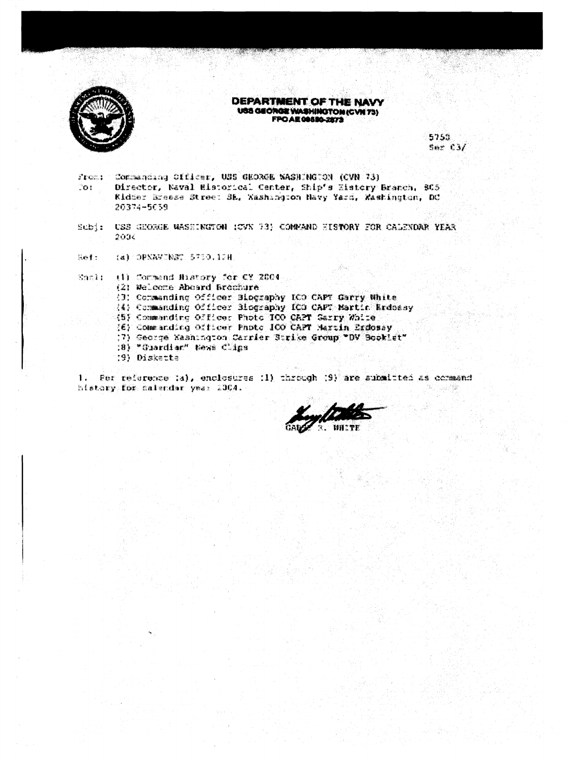**DEPARTMENT OF THE NAVY**
**USS GEORGE WASHINGTON (CVN 73)**
**FPO AE 09550-2873**

5750
Ser C3/

From: Commanding Officer, USS GEORGE WASHINGTON (CVN 73)
To: Director, Naval Historical Center, Ship's History Branch, 805 Kidder Breese Street SE, Washington Navy Yard, Washington, DC 20374-5059

Subj: USS GEORGE WASHINGTON (CVN 73) COMMAND HISTORY FOR CALENDAR YEAR 2004

Ref: (a) OPNAVINST 5750.12H

Encl: (1) Command History for CY 2004
(2) Welcome Aboard Brochure
(3) Commanding Officer Biography ICO CAPT Garry White
(4) Commanding Officer Biography ICO CAPT Martin Erdossy
(5) Commanding Officer Photo ICO CAPT Garry White
(6) Commanding Officer Photo ICO CAPT Martin Erdossy
(7) George Washington Carrier Strike Group "DV Booklet"
(8) "Guardian" News Clips
(9) Diskette

1. Per reference (a), enclosures (1) through (9) are submitted as command history for calendar year 2004.

GARRY R. WHITE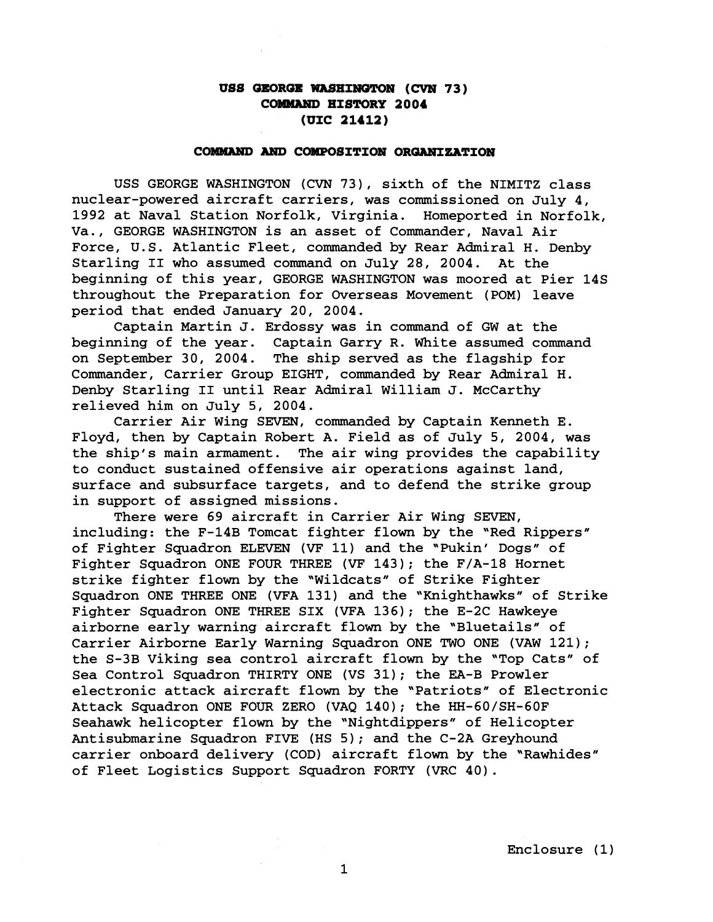**USS GEORGE WASHINGTON (CVN 73)**
**COMMAND HISTORY 2004**
**(UIC 21412)**

**COMMAND AND COMPOSITION ORGANIZATION**

USS GEORGE WASHINGTON (CVN 73), sixth of the NIMITZ class nuclear-powered aircraft carriers, was commissioned on July 4, 1992 at Naval Station Norfolk, Virginia. Homeported in Norfolk, Va., GEORGE WASHINGTON is an asset of Commander, Naval Air Force, U.S. Atlantic Fleet, commanded by Rear Admiral H. Denby Starling II who assumed command on July 28, 2004. At the beginning of this year, GEORGE WASHINGTON was moored at Pier 14S throughout the Preparation for Overseas Movement (POM) leave period that ended January 20, 2004.

Captain Martin J. Erdossy was in command of GW at the beginning of the year. Captain Garry R. White assumed command on September 30, 2004. The ship served as the flagship for Commander, Carrier Group EIGHT, commanded by Rear Admiral H. Denby Starling II until Rear Admiral William J. McCarthy relieved him on July 5, 2004.

Carrier Air Wing SEVEN, commanded by Captain Kenneth E. Floyd, then by Captain Robert A. Field as of July 5, 2004, was the ship's main armament. The air wing provides the capability to conduct sustained offensive air operations against land, surface and subsurface targets, and to defend the strike group in support of assigned missions.

There were 69 aircraft in Carrier Air Wing SEVEN, including: the F-14B Tomcat fighter flown by the "Red Rippers" of Fighter Squadron ELEVEN (VF 11) and the "Pukin' Dogs" of Fighter Squadron ONE FOUR THREE (VF 143); the F/A-18 Hornet strike fighter flown by the "Wildcats" of Strike Fighter Squadron ONE THREE ONE (VFA 131) and the "Knighthawks" of Strike Fighter Squadron ONE THREE SIX (VFA 136); the E-2C Hawkeye airborne early warning aircraft flown by the "Bluetails" of Carrier Airborne Early Warning Squadron ONE TWO ONE (VAW 121); the S-3B Viking sea control aircraft flown by the "Top Cats" of Sea Control Squadron THIRTY ONE (VS 31); the EA-B Prowler electronic attack aircraft flown by the "Patriots" of Electronic Attack Squadron ONE FOUR ZERO (VAQ 140); the HH-60/SH-60F Seahawk helicopter flown by the "Nightdippers" of Helicopter Antisubmarine Squadron FIVE (HS 5); and the C-2A Greyhound carrier onboard delivery (COD) aircraft flown by the "Rawhides" of Fleet Logistics Support Squadron FORTY (VRC 40).

Enclosure (1)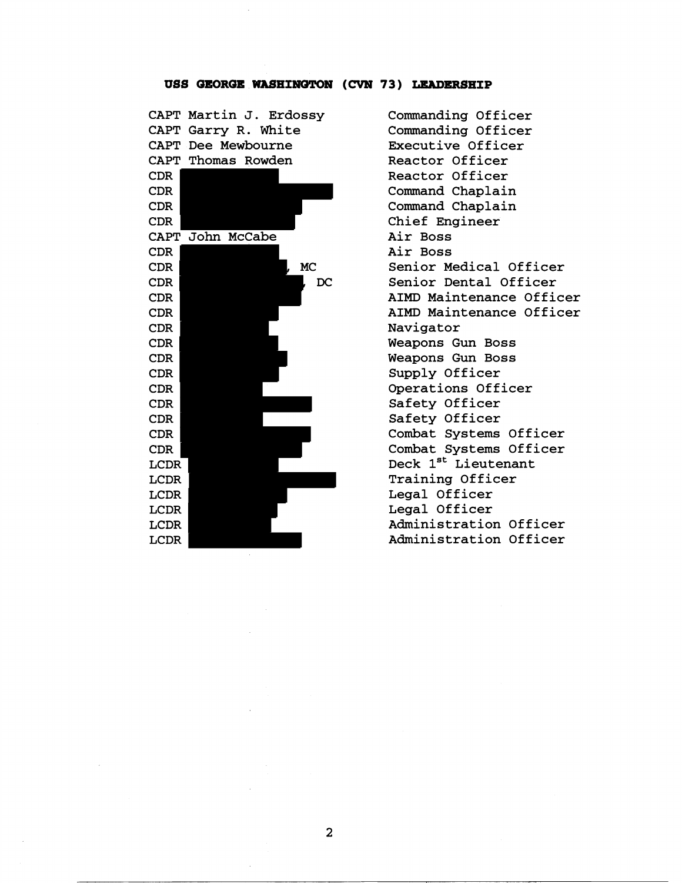**USS GEORGE WASHINGTON (CVN 73) LEADERSHIP**

| | |
|---|---|
| CAPT Martin J. Erdossy | Commanding Officer |
| CAPT Garry R. White | Commanding Officer |
| CAPT Dee Mewbourne | Executive Officer |
| CAPT Thomas Rowden | Reactor Officer |
| CDR | Reactor Officer |
| CDR | Command Chaplain |
| CDR | Command Chaplain |
| CDR | Chief Engineer |
| CAPT John McCabe | Air Boss |
| CDR | Air Boss |
| CDR , MC | Senior Medical Officer |
| CDR , DC | Senior Dental Officer |
| CDR | AIMD Maintenance Officer |
| CDR | AIMD Maintenance Officer |
| CDR | Navigator |
| CDR | Weapons Gun Boss |
| CDR | Weapons Gun Boss |
| CDR | Supply Officer |
| CDR | Operations Officer |
| CDR | Safety Officer |
| CDR | Safety Officer |
| CDR | Combat Systems Officer |
| CDR | Combat Systems Officer |
| LCDR | Deck 1st Lieutenant |
| LCDR | Training Officer |
| LCDR | Legal Officer |
| LCDR | Legal Officer |
| LCDR | Administration Officer |
| LCDR | Administration Officer |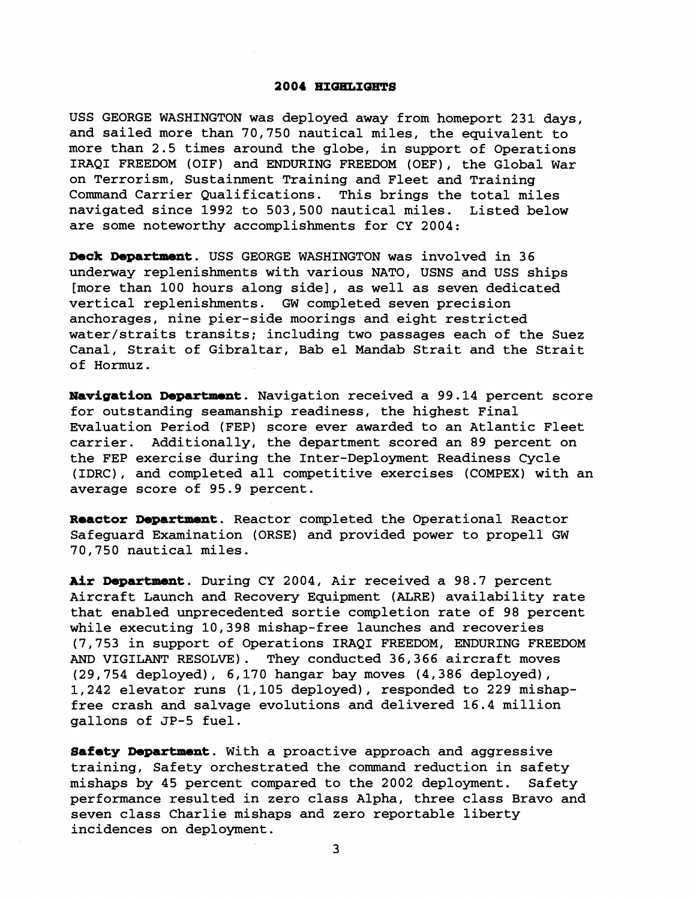## 2004 HIGHLIGHTS

USS GEORGE WASHINGTON was deployed away from homeport 231 days, and sailed more than 70,750 nautical miles, the equivalent to more than 2.5 times around the globe, in support of Operations IRAQI FREEDOM (OIF) and ENDURING FREEDOM (OEF), the Global War on Terrorism, Sustainment Training and Fleet and Training Command Carrier Qualifications. This brings the total miles navigated since 1992 to 503,500 nautical miles. Listed below are some noteworthy accomplishments for CY 2004:

**Deck Department**. USS GEORGE WASHINGTON was involved in 36 underway replenishments with various NATO, USNS and USS ships [more than 100 hours along side], as well as seven dedicated vertical replenishments. GW completed seven precision anchorages, nine pier-side moorings and eight restricted water/straits transits; including two passages each of the Suez Canal, Strait of Gibraltar, Bab el Mandab Strait and the Strait of Hormuz.

**Navigation Department**. Navigation received a 99.14 percent score for outstanding seamanship readiness, the highest Final Evaluation Period (FEP) score ever awarded to an Atlantic Fleet carrier. Additionally, the department scored an 89 percent on the FEP exercise during the Inter-Deployment Readiness Cycle (IDRC), and completed all competitive exercises (COMPEX) with an average score of 95.9 percent.

**Reactor Department**. Reactor completed the Operational Reactor Safeguard Examination (ORSE) and provided power to propell GW 70,750 nautical miles.

**Air Department**. During CY 2004, Air received a 98.7 percent Aircraft Launch and Recovery Equipment (ALRE) availability rate that enabled unprecedented sortie completion rate of 98 percent while executing 10,398 mishap-free launches and recoveries (7,753 in support of Operations IRAQI FREEDOM, ENDURING FREEDOM AND VIGILANT RESOLVE). They conducted 36,366 aircraft moves (29,754 deployed), 6,170 hangar bay moves (4,386 deployed), 1,242 elevator runs (1,105 deployed), responded to 229 mishap-free crash and salvage evolutions and delivered 16.4 million gallons of JP-5 fuel.

**Safety Department**. With a proactive approach and aggressive training, Safety orchestrated the command reduction in safety mishaps by 45 percent compared to the 2002 deployment. Safety performance resulted in zero class Alpha, three class Bravo and seven class Charlie mishaps and zero reportable liberty incidences on deployment.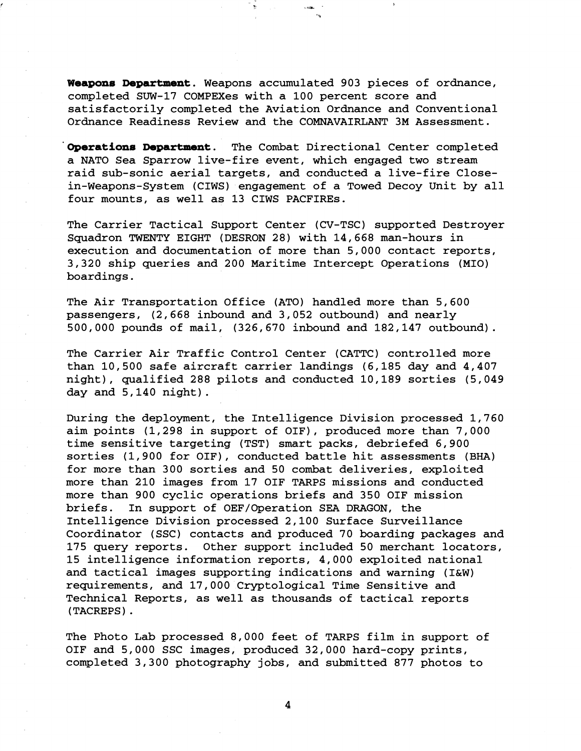**Weapons Department**. Weapons accumulated 903 pieces of ordnance, completed SUW-17 COMPEXes with a 100 percent score and satisfactorily completed the Aviation Ordnance and Conventional Ordnance Readiness Review and the COMNAVAIRLANT 3M Assessment.

**Operations Department**. The Combat Directional Center completed a NATO Sea Sparrow live-fire event, which engaged two stream raid sub-sonic aerial targets, and conducted a live-fire Close-in-Weapons-System (CIWS) engagement of a Towed Decoy Unit by all four mounts, as well as 13 CIWS PACFIREs.

The Carrier Tactical Support Center (CV-TSC) supported Destroyer Squadron TWENTY EIGHT (DESRON 28) with 14,668 man-hours in execution and documentation of more than 5,000 contact reports, 3,320 ship queries and 200 Maritime Intercept Operations (MIO) boardings.

The Air Transportation Office (ATO) handled more than 5,600 passengers, (2,668 inbound and 3,052 outbound) and nearly 500,000 pounds of mail, (326,670 inbound and 182,147 outbound).

The Carrier Air Traffic Control Center (CATTC) controlled more than 10,500 safe aircraft carrier landings (6,185 day and 4,407 night), qualified 288 pilots and conducted 10,189 sorties (5,049 day and 5,140 night).

During the deployment, the Intelligence Division processed 1,760 aim points (1,298 in support of OIF), produced more than 7,000 time sensitive targeting (TST) smart packs, debriefed 6,900 sorties (1,900 for OIF), conducted battle hit assessments (BHA) for more than 300 sorties and 50 combat deliveries, exploited more than 210 images from 17 OIF TARPS missions and conducted more than 900 cyclic operations briefs and 350 OIF mission briefs. In support of OEF/Operation SEA DRAGON, the Intelligence Division processed 2,100 Surface Surveillance Coordinator (SSC) contacts and produced 70 boarding packages and 175 query reports. Other support included 50 merchant locators, 15 intelligence information reports, 4,000 exploited national and tactical images supporting indications and warning (I&W) requirements, and 17,000 Cryptological Time Sensitive and Technical Reports, as well as thousands of tactical reports (TACREPS).

The Photo Lab processed 8,000 feet of TARPS film in support of OIF and 5,000 SSC images, produced 32,000 hard-copy prints, completed 3,300 photography jobs, and submitted 877 photos to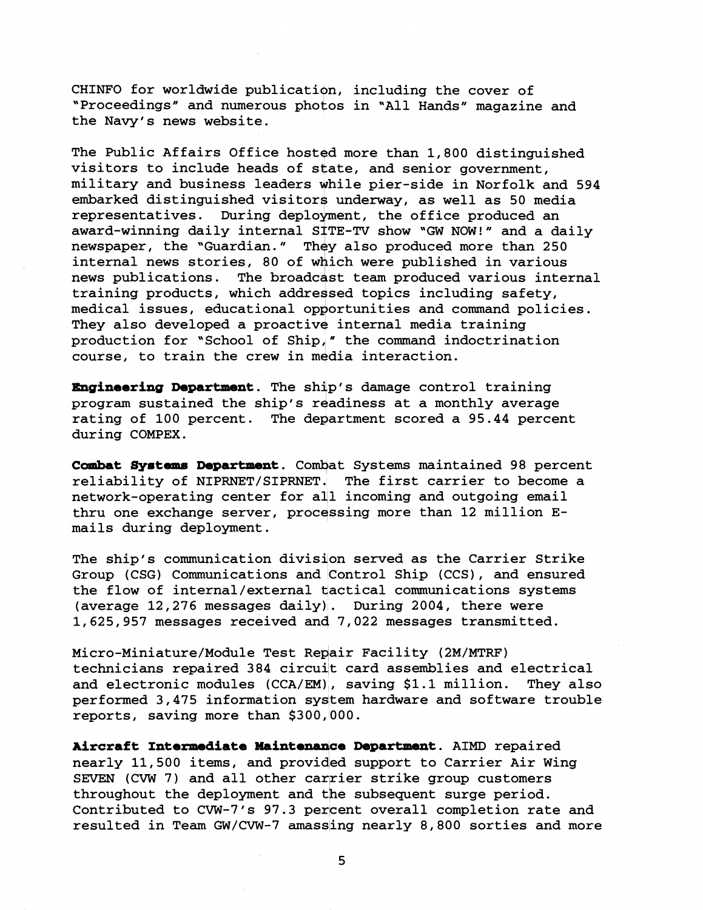CHINFO for worldwide publication, including the cover of "Proceedings" and numerous photos in "All Hands" magazine and the Navy's news website.

The Public Affairs Office hosted more than 1,800 distinguished visitors to include heads of state, and senior government, military and business leaders while pier-side in Norfolk and 594 embarked distinguished visitors underway, as well as 50 media representatives. During deployment, the office produced an award-winning daily internal SITE-TV show "GW NOW!" and a daily newspaper, the "Guardian." They also produced more than 250 internal news stories, 80 of which were published in various news publications. The broadcast team produced various internal training products, which addressed topics including safety, medical issues, educational opportunities and command policies. They also developed a proactive internal media training production for "School of Ship," the command indoctrination course, to train the crew in media interaction.

**Engineering Department**. The ship's damage control training program sustained the ship's readiness at a monthly average rating of 100 percent. The department scored a 95.44 percent during COMPEX.

**Combat Systems Department**. Combat Systems maintained 98 percent reliability of NIPRNET/SIPRNET. The first carrier to become a network-operating center for all incoming and outgoing email thru one exchange server, processing more than 12 million E-mails during deployment.

The ship's communication division served as the Carrier Strike Group (CSG) Communications and Control Ship (CCS), and ensured the flow of internal/external tactical communications systems (average 12,276 messages daily). During 2004, there were 1,625,957 messages received and 7,022 messages transmitted.

Micro-Miniature/Module Test Repair Facility (2M/MTRF) technicians repaired 384 circuit card assemblies and electrical and electronic modules (CCA/EM), saving $1.1 million. They also performed 3,475 information system hardware and software trouble reports, saving more than $300,000.

**Aircraft Intermediate Maintenance Department**. AIMD repaired nearly 11,500 items, and provided support to Carrier Air Wing SEVEN (CVW 7) and all other carrier strike group customers throughout the deployment and the subsequent surge period. Contributed to CVW-7's 97.3 percent overall completion rate and resulted in Team GW/CVW-7 amassing nearly 8,800 sorties and more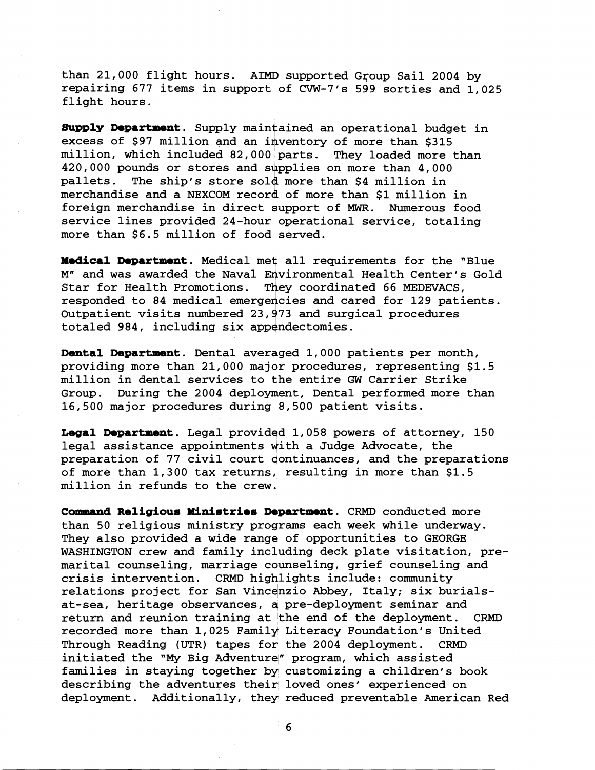than 21,000 flight hours. AIMD supported Group Sail 2004 by repairing 677 items in support of CVW-7's 599 sorties and 1,025 flight hours.

**Supply Department**. Supply maintained an operational budget in excess of $97 million and an inventory of more than $315 million, which included 82,000 parts. They loaded more than 420,000 pounds or stores and supplies on more than 4,000 pallets. The ship's store sold more than $4 million in merchandise and a NEXCOM record of more than $1 million in foreign merchandise in direct support of MWR. Numerous food service lines provided 24-hour operational service, totaling more than $6.5 million of food served.

**Medical Department**. Medical met all requirements for the "Blue M" and was awarded the Naval Environmental Health Center's Gold Star for Health Promotions. They coordinated 66 MEDEVACS, responded to 84 medical emergencies and cared for 129 patients. Outpatient visits numbered 23,973 and surgical procedures totaled 984, including six appendectomies.

**Dental Department**. Dental averaged 1,000 patients per month, providing more than 21,000 major procedures, representing $1.5 million in dental services to the entire GW Carrier Strike Group. During the 2004 deployment, Dental performed more than 16,500 major procedures during 8,500 patient visits.

**Legal Department**. Legal provided 1,058 powers of attorney, 150 legal assistance appointments with a Judge Advocate, the preparation of 77 civil court continuances, and the preparations of more than 1,300 tax returns, resulting in more than $1.5 million in refunds to the crew.

**Command Religious Ministries Department**. CRMD conducted more than 50 religious ministry programs each week while underway. They also provided a wide range of opportunities to GEORGE WASHINGTON crew and family including deck plate visitation, pre-marital counseling, marriage counseling, grief counseling and crisis intervention. CRMD highlights include: community relations project for San Vincenzio Abbey, Italy; six burials-at-sea, heritage observances, a pre-deployment seminar and return and reunion training at the end of the deployment. CRMD recorded more than 1,025 Family Literacy Foundation's United Through Reading (UTR) tapes for the 2004 deployment. CRMD initiated the "My Big Adventure" program, which assisted families in staying together by customizing a children's book describing the adventures their loved ones' experienced on deployment. Additionally, they reduced preventable American Red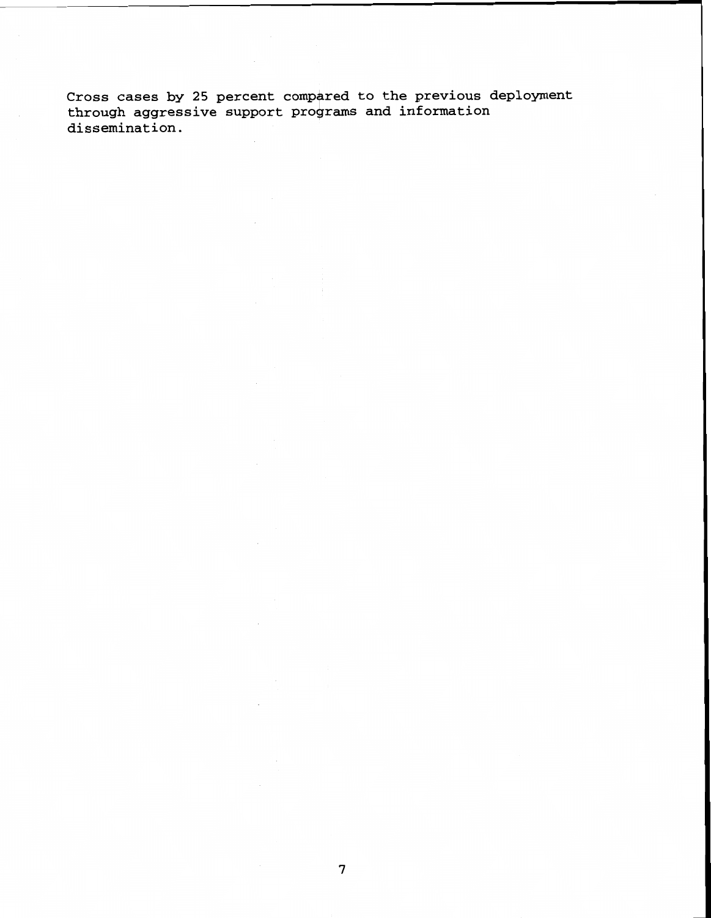Cross cases by 25 percent compared to the previous deployment through aggressive support programs and information dissemination.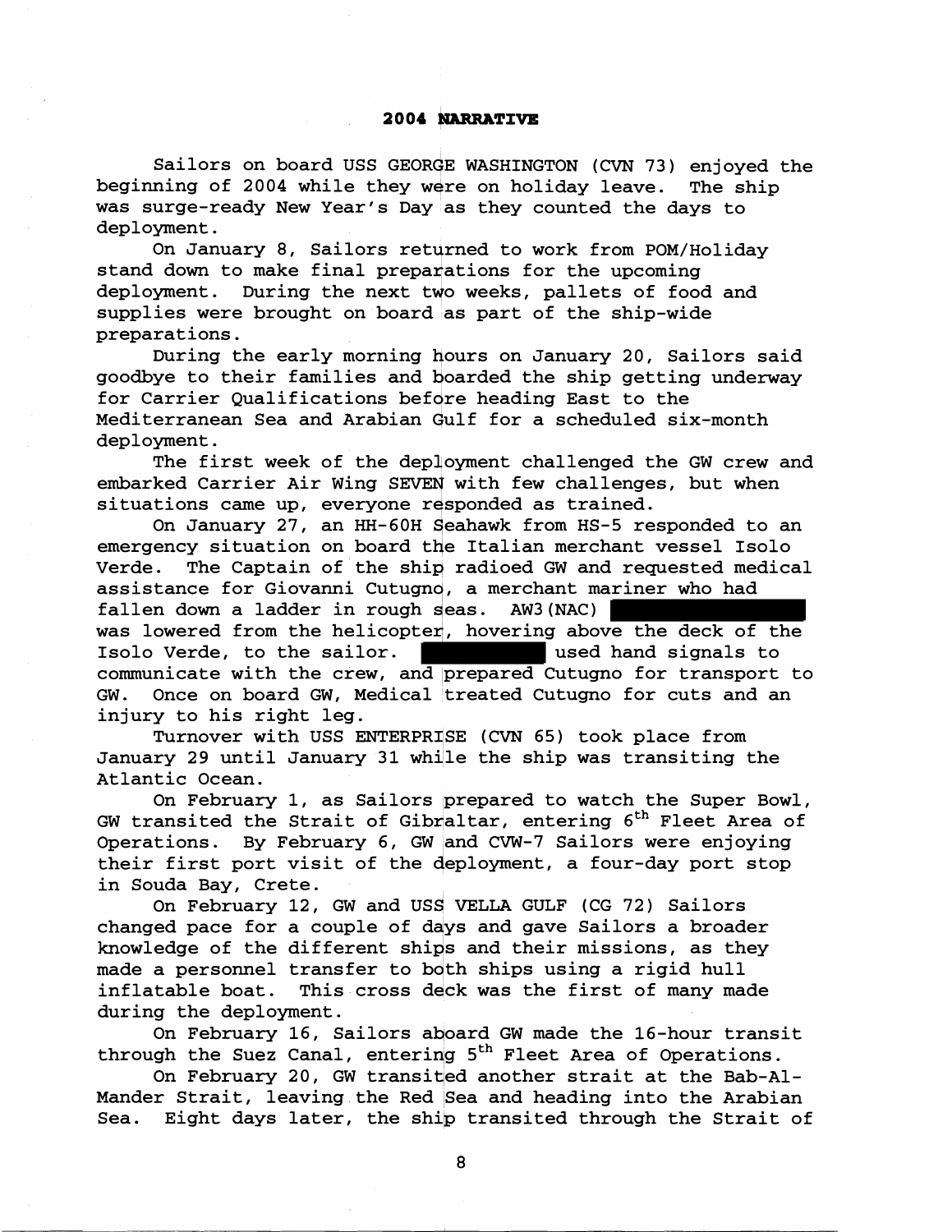# 2004 NARRATIVE

Sailors on board USS GEORGE WASHINGTON (CVN 73) enjoyed the beginning of 2004 while they were on holiday leave. The ship was surge-ready New Year's Day as they counted the days to deployment.

On January 8, Sailors returned to work from POM/Holiday stand down to make final preparations for the upcoming deployment. During the next two weeks, pallets of food and supplies were brought on board as part of the ship-wide preparations.

During the early morning hours on January 20, Sailors said goodbye to their families and boarded the ship getting underway for Carrier Qualifications before heading East to the Mediterranean Sea and Arabian Gulf for a scheduled six-month deployment.

The first week of the deployment challenged the GW crew and embarked Carrier Air Wing SEVEN with few challenges, but when situations came up, everyone responded as trained.

On January 27, an HH-60H Seahawk from HS-5 responded to an emergency situation on board the Italian merchant vessel Isolo Verde. The Captain of the ship radioed GW and requested medical assistance for Giovanni Cutugno, a merchant mariner who had fallen down a ladder in rough seas. AW3(NAC) [REDACTED] was lowered from the helicopter, hovering above the deck of the Isolo Verde, to the sailor. [REDACTED] used hand signals to communicate with the crew, and prepared Cutugno for transport to GW. Once on board GW, Medical treated Cutugno for cuts and an injury to his right leg.

Turnover with USS ENTERPRISE (CVN 65) took place from January 29 until January 31 while the ship was transiting the Atlantic Ocean.

On February 1, as Sailors prepared to watch the Super Bowl, GW transited the Strait of Gibraltar, entering 6th Fleet Area of Operations. By February 6, GW and CVW-7 Sailors were enjoying their first port visit of the deployment, a four-day port stop in Souda Bay, Crete.

On February 12, GW and USS VELLA GULF (CG 72) Sailors changed pace for a couple of days and gave Sailors a broader knowledge of the different ships and their missions, as they made a personnel transfer to both ships using a rigid hull inflatable boat. This cross deck was the first of many made during the deployment.

On February 16, Sailors aboard GW made the 16-hour transit through the Suez Canal, entering 5th Fleet Area of Operations.

On February 20, GW transited another strait at the Bab-Al-Mander Strait, leaving the Red Sea and heading into the Arabian Sea. Eight days later, the ship transited through the Strait of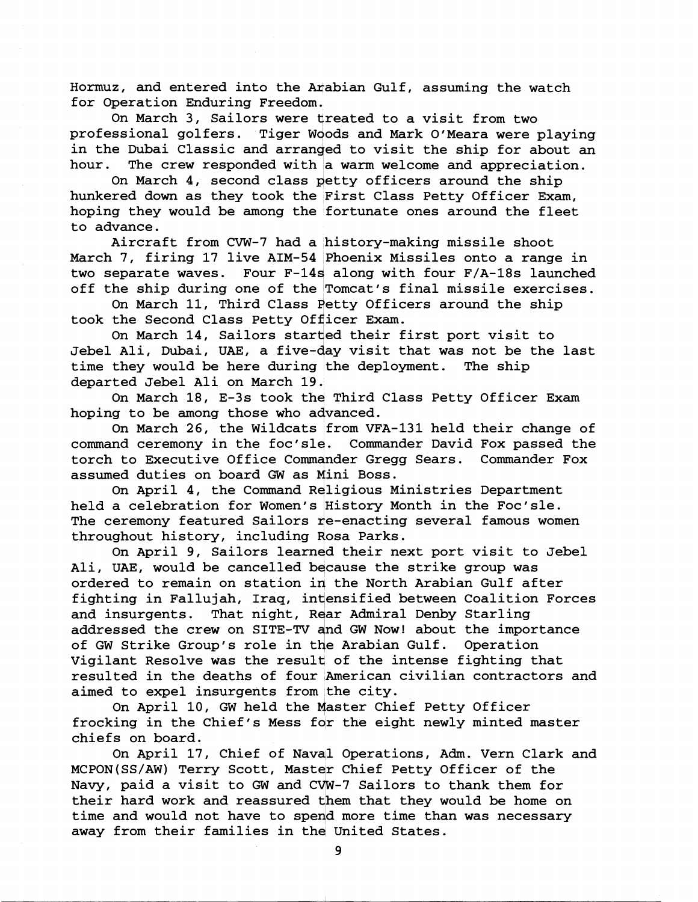Hormuz, and entered into the Arabian Gulf, assuming the watch for Operation Enduring Freedom.

On March 3, Sailors were treated to a visit from two professional golfers. Tiger Woods and Mark O'Meara were playing in the Dubai Classic and arranged to visit the ship for about an hour. The crew responded with a warm welcome and appreciation.

On March 4, second class petty officers around the ship hunkered down as they took the First Class Petty Officer Exam, hoping they would be among the fortunate ones around the fleet to advance.

Aircraft from CVW-7 had a history-making missile shoot March 7, firing 17 live AIM-54 Phoenix Missiles onto a range in two separate waves. Four F-14s along with four F/A-18s launched off the ship during one of the Tomcat's final missile exercises.

On March 11, Third Class Petty Officers around the ship took the Second Class Petty Officer Exam.

On March 14, Sailors started their first port visit to Jebel Ali, Dubai, UAE, a five-day visit that was not be the last time they would be here during the deployment. The ship departed Jebel Ali on March 19.

On March 18, E-3s took the Third Class Petty Officer Exam hoping to be among those who advanced.

On March 26, the Wildcats from VFA-131 held their change of command ceremony in the foc'sle. Commander David Fox passed the torch to Executive Office Commander Gregg Sears. Commander Fox assumed duties on board GW as Mini Boss.

On April 4, the Command Religious Ministries Department held a celebration for Women's History Month in the Foc'sle. The ceremony featured Sailors re-enacting several famous women throughout history, including Rosa Parks.

On April 9, Sailors learned their next port visit to Jebel Ali, UAE, would be cancelled because the strike group was ordered to remain on station in the North Arabian Gulf after fighting in Fallujah, Iraq, intensified between Coalition Forces and insurgents. That night, Rear Admiral Denby Starling addressed the crew on SITE-TV and GW Now! about the importance of GW Strike Group's role in the Arabian Gulf. Operation Vigilant Resolve was the result of the intense fighting that resulted in the deaths of four American civilian contractors and aimed to expel insurgents from the city.

On April 10, GW held the Master Chief Petty Officer frocking in the Chief's Mess for the eight newly minted master chiefs on board.

On April 17, Chief of Naval Operations, Adm. Vern Clark and MCPON(SS/AW) Terry Scott, Master Chief Petty Officer of the Navy, paid a visit to GW and CVW-7 Sailors to thank them for their hard work and reassured them that they would be home on time and would not have to spend more time than was necessary away from their families in the United States.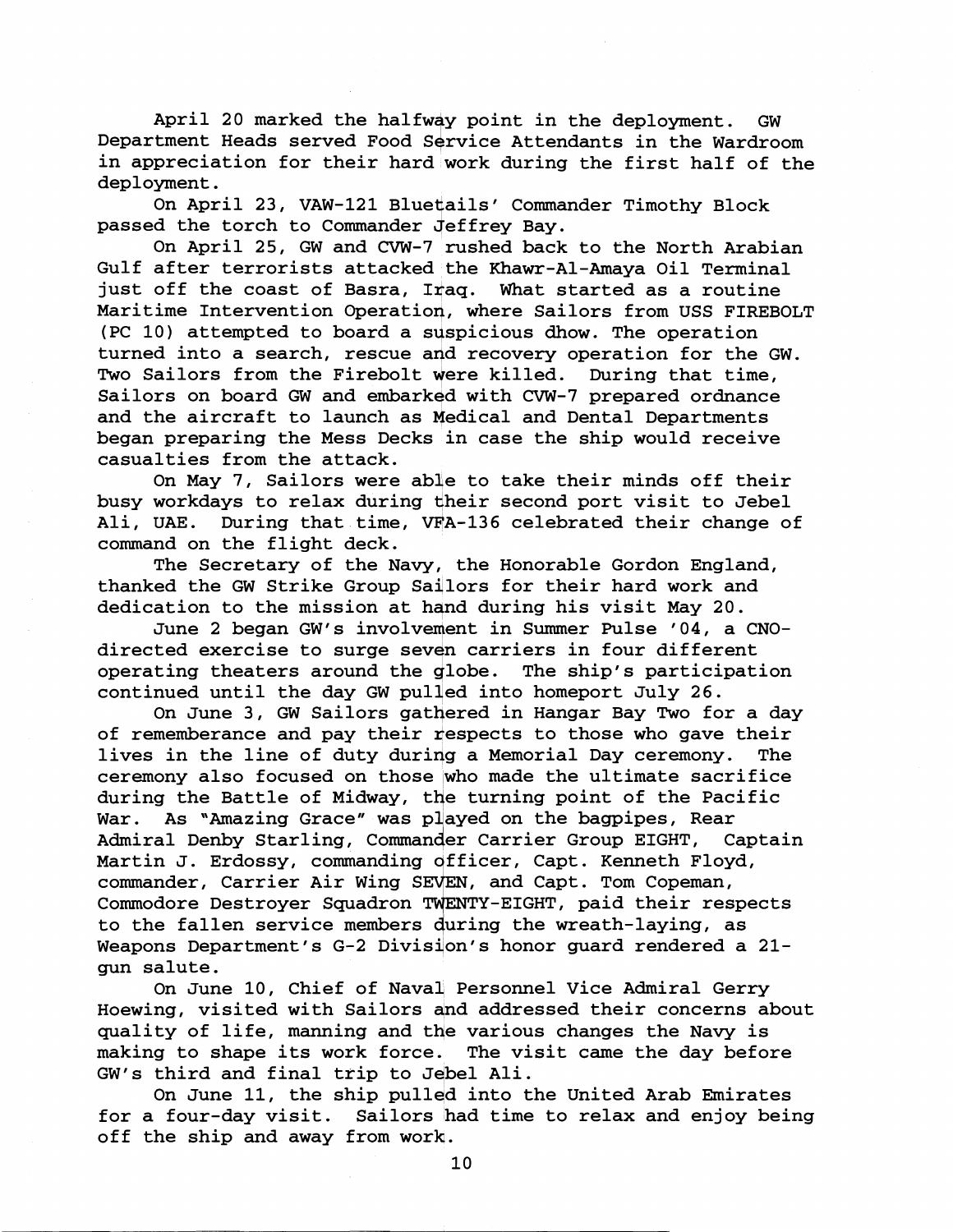April 20 marked the halfway point in the deployment. GW Department Heads served Food Service Attendants in the Wardroom in appreciation for their hard work during the first half of the deployment.

On April 23, VAW-121 Bluetails' Commander Timothy Block passed the torch to Commander Jeffrey Bay.

On April 25, GW and CVW-7 rushed back to the North Arabian Gulf after terrorists attacked the Khawr-Al-Amaya Oil Terminal just off the coast of Basra, Iraq. What started as a routine Maritime Intervention Operation, where Sailors from USS FIREBOLT (PC 10) attempted to board a suspicious dhow. The operation turned into a search, rescue and recovery operation for the GW. Two Sailors from the Firebolt were killed. During that time, Sailors on board GW and embarked with CVW-7 prepared ordnance and the aircraft to launch as Medical and Dental Departments began preparing the Mess Decks in case the ship would receive casualties from the attack.

On May 7, Sailors were able to take their minds off their busy workdays to relax during their second port visit to Jebel Ali, UAE. During that time, VFA-136 celebrated their change of command on the flight deck.

The Secretary of the Navy, the Honorable Gordon England, thanked the GW Strike Group Sailors for their hard work and dedication to the mission at hand during his visit May 20.

June 2 began GW's involvement in Summer Pulse '04, a CNO-directed exercise to surge seven carriers in four different operating theaters around the globe. The ship's participation continued until the day GW pulled into homeport July 26.

On June 3, GW Sailors gathered in Hangar Bay Two for a day of rememberance and pay their respects to those who gave their lives in the line of duty during a Memorial Day ceremony. The ceremony also focused on those who made the ultimate sacrifice during the Battle of Midway, the turning point of the Pacific War. As "Amazing Grace" was played on the bagpipes, Rear Admiral Denby Starling, Commander Carrier Group EIGHT, Captain Martin J. Erdossy, commanding officer, Capt. Kenneth Floyd, commander, Carrier Air Wing SEVEN, and Capt. Tom Copeman, Commodore Destroyer Squadron TWENTY-EIGHT, paid their respects to the fallen service members during the wreath-laying, as Weapons Department's G-2 Division's honor guard rendered a 21-gun salute.

On June 10, Chief of Naval Personnel Vice Admiral Gerry Hoewing, visited with Sailors and addressed their concerns about quality of life, manning and the various changes the Navy is making to shape its work force. The visit came the day before GW's third and final trip to Jebel Ali.

On June 11, the ship pulled into the United Arab Emirates for a four-day visit. Sailors had time to relax and enjoy being off the ship and away from work.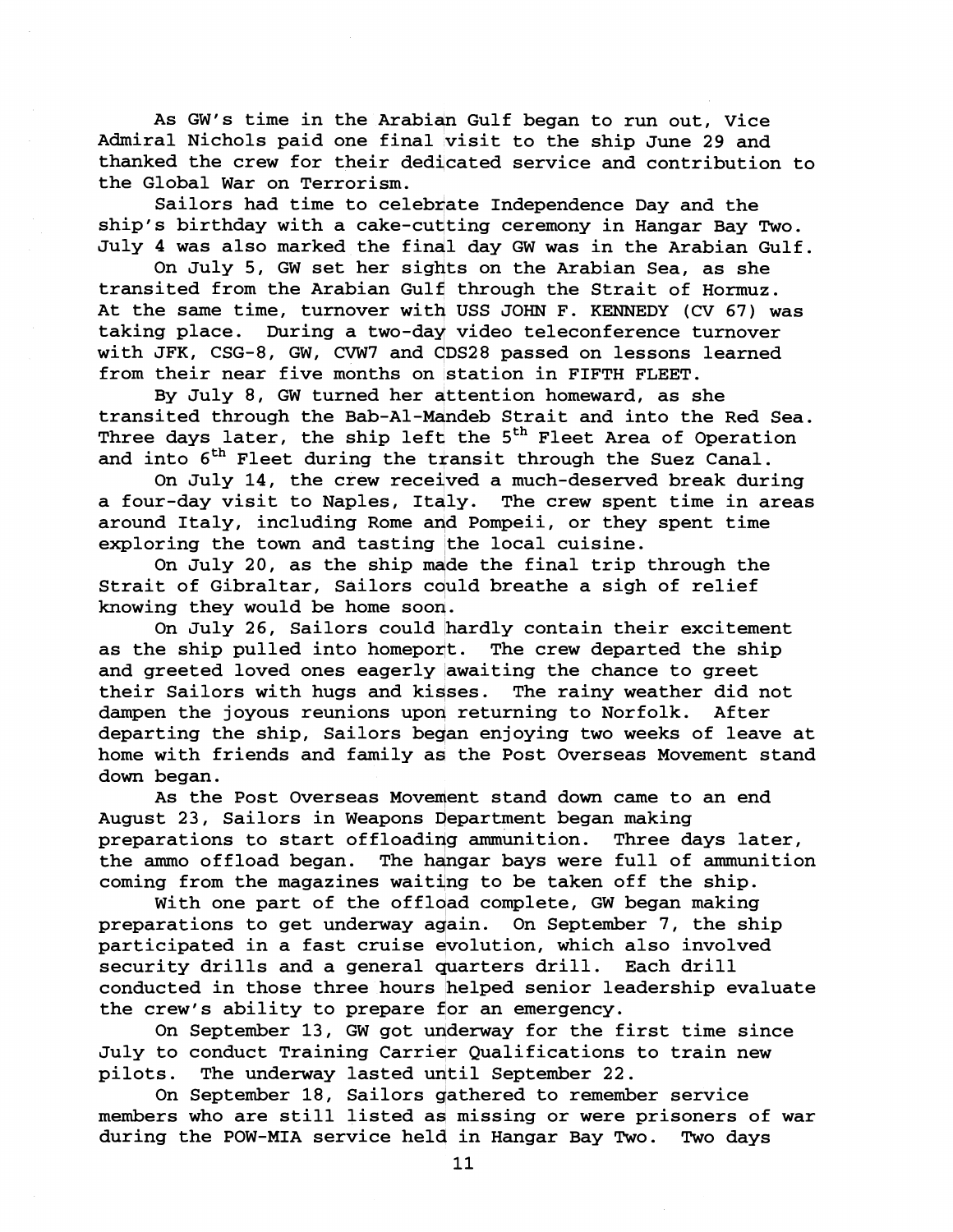As GW's time in the Arabian Gulf began to run out, Vice Admiral Nichols paid one final visit to the ship June 29 and thanked the crew for their dedicated service and contribution to the Global War on Terrorism.

Sailors had time to celebrate Independence Day and the ship's birthday with a cake-cutting ceremony in Hangar Bay Two. July 4 was also marked the final day GW was in the Arabian Gulf.

On July 5, GW set her sights on the Arabian Sea, as she transited from the Arabian Gulf through the Strait of Hormuz. At the same time, turnover with USS JOHN F. KENNEDY (CV 67) was taking place. During a two-day video teleconference turnover with JFK, CSG-8, GW, CVW7 and CDS28 passed on lessons learned from their near five months on station in FIFTH FLEET.

By July 8, GW turned her attention homeward, as she transited through the Bab-Al-Mandeb Strait and into the Red Sea. Three days later, the ship left the 5th Fleet Area of Operation and into 6th Fleet during the transit through the Suez Canal.

On July 14, the crew received a much-deserved break during a four-day visit to Naples, Italy. The crew spent time in areas around Italy, including Rome and Pompeii, or they spent time exploring the town and tasting the local cuisine.

On July 20, as the ship made the final trip through the Strait of Gibraltar, Sailors could breathe a sigh of relief knowing they would be home soon.

On July 26, Sailors could hardly contain their excitement as the ship pulled into homeport. The crew departed the ship and greeted loved ones eagerly awaiting the chance to greet their Sailors with hugs and kisses. The rainy weather did not dampen the joyous reunions upon returning to Norfolk. After departing the ship, Sailors began enjoying two weeks of leave at home with friends and family as the Post Overseas Movement stand down began.

As the Post Overseas Movement stand down came to an end August 23, Sailors in Weapons Department began making preparations to start offloading ammunition. Three days later, the ammo offload began. The hangar bays were full of ammunition coming from the magazines waiting to be taken off the ship.

With one part of the offload complete, GW began making preparations to get underway again. On September 7, the ship participated in a fast cruise evolution, which also involved security drills and a general quarters drill. Each drill conducted in those three hours helped senior leadership evaluate the crew's ability to prepare for an emergency.

On September 13, GW got underway for the first time since July to conduct Training Carrier Qualifications to train new pilots. The underway lasted until September 22.

On September 18, Sailors gathered to remember service members who are still listed as missing or were prisoners of war during the POW-MIA service held in Hangar Bay Two. Two days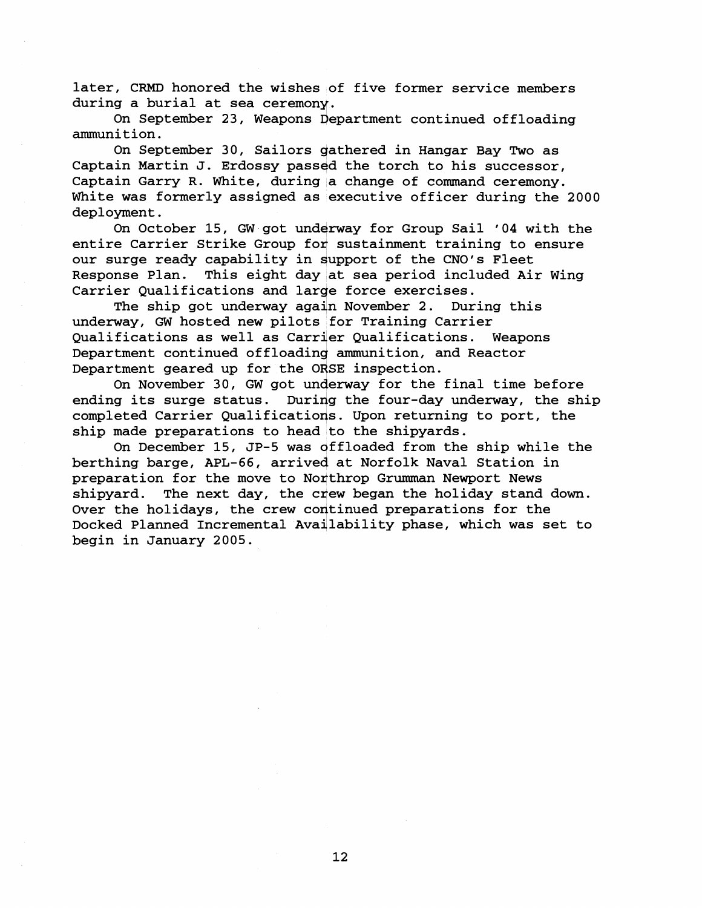later, CRMD honored the wishes of five former service members during a burial at sea ceremony.

On September 23, Weapons Department continued offloading ammunition.

On September 30, Sailors gathered in Hangar Bay Two as Captain Martin J. Erdossy passed the torch to his successor, Captain Garry R. White, during a change of command ceremony. White was formerly assigned as executive officer during the 2000 deployment.

On October 15, GW got underway for Group Sail '04 with the entire Carrier Strike Group for sustainment training to ensure our surge ready capability in support of the CNO's Fleet Response Plan. This eight day at sea period included Air Wing Carrier Qualifications and large force exercises.

The ship got underway again November 2. During this underway, GW hosted new pilots for Training Carrier Qualifications as well as Carrier Qualifications. Weapons Department continued offloading ammunition, and Reactor Department geared up for the ORSE inspection.

On November 30, GW got underway for the final time before ending its surge status. During the four-day underway, the ship completed Carrier Qualifications. Upon returning to port, the ship made preparations to head to the shipyards.

On December 15, JP-5 was offloaded from the ship while the berthing barge, APL-66, arrived at Norfolk Naval Station in preparation for the move to Northrop Grumman Newport News shipyard. The next day, the crew began the holiday stand down. Over the holidays, the crew continued preparations for the Docked Planned Incremental Availability phase, which was set to begin in January 2005.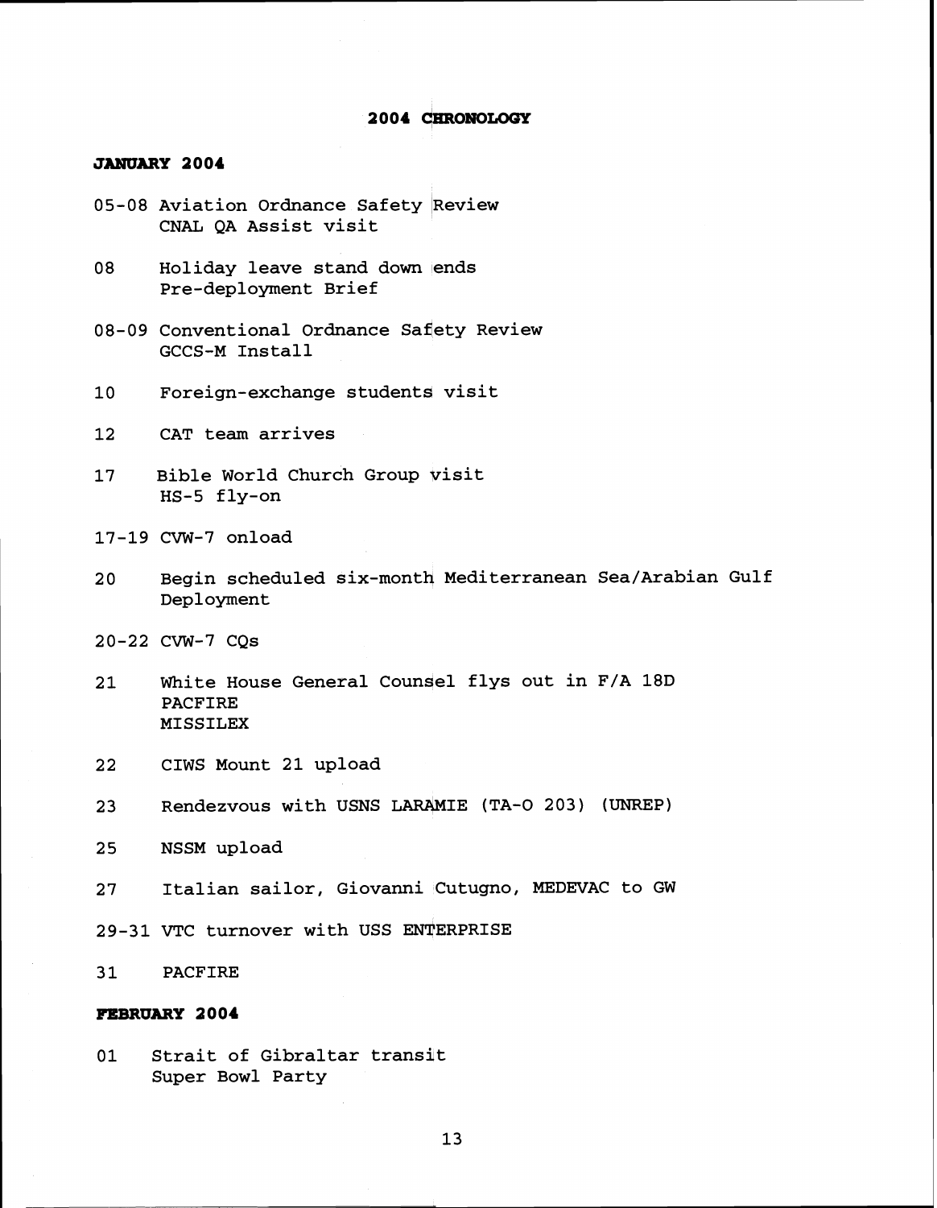## 2004 CHRONOLOGY

### JANUARY 2004

05-08 Aviation Ordnance Safety Review
CNAL QA Assist visit

08 Holiday leave stand down ends
Pre-deployment Brief

08-09 Conventional Ordnance Safety Review
GCCS-M Install

10 Foreign-exchange students visit

12 CAT team arrives

17 Bible World Church Group visit
HS-5 fly-on

17-19 CVW-7 onload

20 Begin scheduled six-month Mediterranean Sea/Arabian Gulf Deployment

20-22 CVW-7 CQs

21 White House General Counsel flys out in F/A 18D
PACFIRE
MISSILEX

22 CIWS Mount 21 upload

23 Rendezvous with USNS LARAMIE (TA-O 203) (UNREP)

25 NSSM upload

27 Italian sailor, Giovanni Cutugno, MEDEVAC to GW

29-31 VTC turnover with USS ENTERPRISE

31 PACFIRE

### FEBRUARY 2004

01 Strait of Gibraltar transit
Super Bowl Party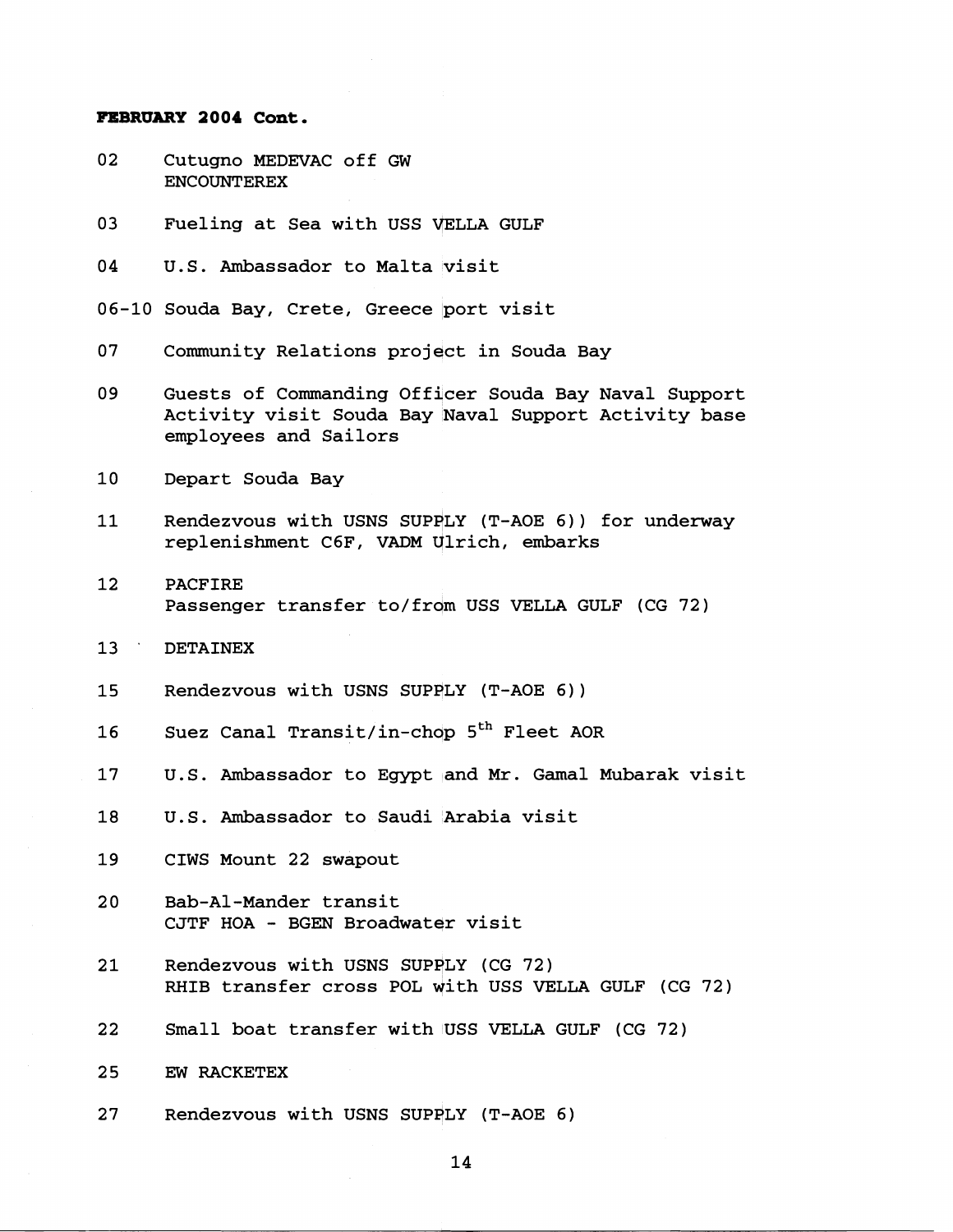**FEBRUARY 2004 Cont.**

02 Cutugno MEDEVAC off GW
ENCOUNTEREX

03 Fueling at Sea with USS VELLA GULF

04 U.S. Ambassador to Malta visit

06-10 Souda Bay, Crete, Greece port visit

07 Community Relations project in Souda Bay

09 Guests of Commanding Officer Souda Bay Naval Support Activity visit Souda Bay Naval Support Activity base employees and Sailors

10 Depart Souda Bay

11 Rendezvous with USNS SUPPLY (T-AOE 6)) for underway replenishment C6F, VADM Ulrich, embarks

12 PACFIRE
Passenger transfer to/from USS VELLA GULF (CG 72)

13 DETAINEX

15 Rendezvous with USNS SUPPLY (T-AOE 6))

16 Suez Canal Transit/in-chop 5th Fleet AOR

17 U.S. Ambassador to Egypt and Mr. Gamal Mubarak visit

18 U.S. Ambassador to Saudi Arabia visit

19 CIWS Mount 22 swapout

20 Bab-Al-Mander transit
CJTF HOA - BGEN Broadwater visit

21 Rendezvous with USNS SUPPLY (CG 72)
RHIB transfer cross POL with USS VELLA GULF (CG 72)

22 Small boat transfer with USS VELLA GULF (CG 72)

25 EW RACKETEX

27 Rendezvous with USNS SUPPLY (T-AOE 6)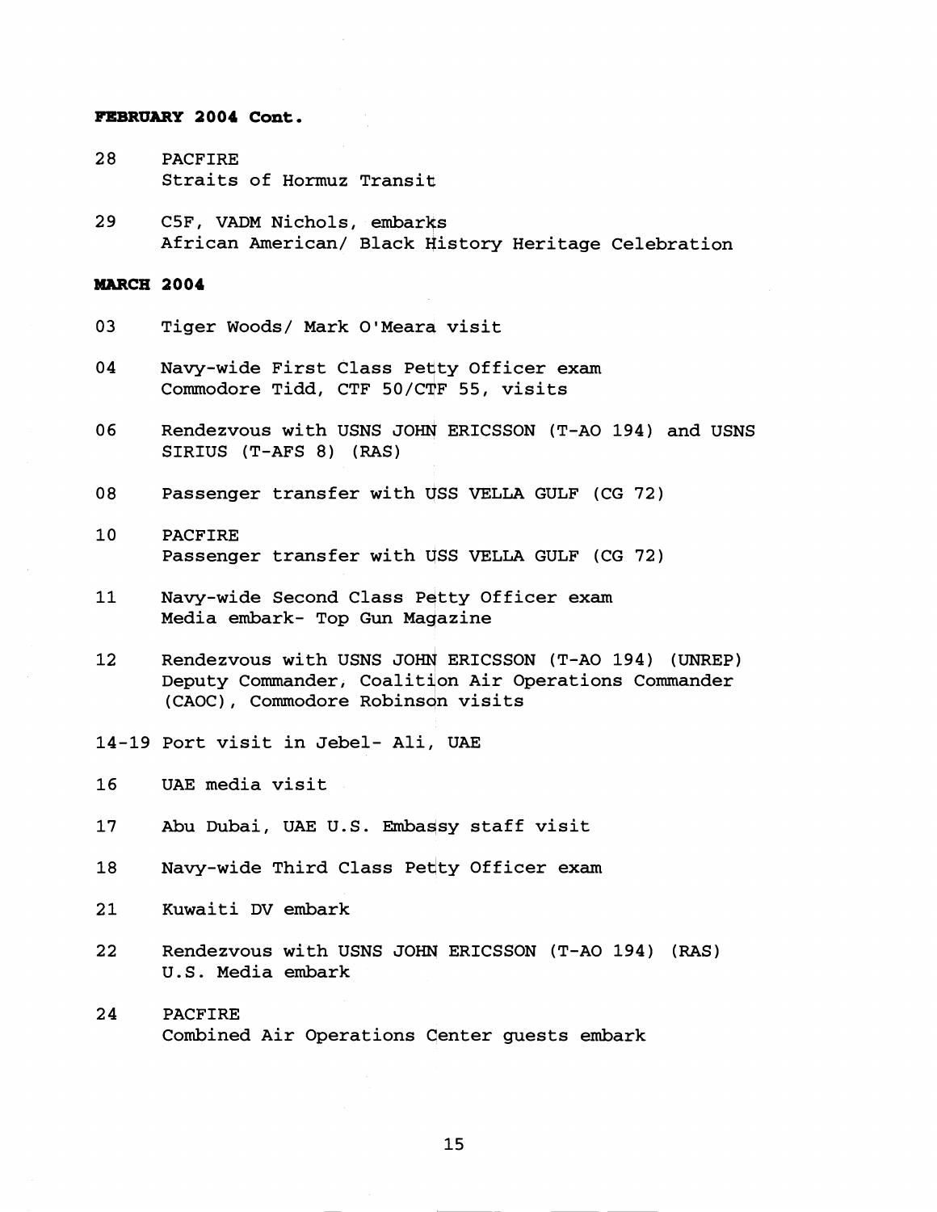**FEBRUARY 2004 Cont.**

28 PACFIRE
Straits of Hormuz Transit

29 C5F, VADM Nichols, embarks
African American/ Black History Heritage Celebration

**MARCH 2004**

03 Tiger Woods/ Mark O'Meara visit

04 Navy-wide First Class Petty Officer exam
Commodore Tidd, CTF 50/CTF 55, visits

06 Rendezvous with USNS JOHN ERICSSON (T-AO 194) and USNS SIRIUS (T-AFS 8) (RAS)

08 Passenger transfer with USS VELLA GULF (CG 72)

10 PACFIRE
Passenger transfer with USS VELLA GULF (CG 72)

11 Navy-wide Second Class Petty Officer exam
Media embark- Top Gun Magazine

12 Rendezvous with USNS JOHN ERICSSON (T-AO 194) (UNREP)
Deputy Commander, Coalition Air Operations Commander (CAOC), Commodore Robinson visits

14-19 Port visit in Jebel- Ali, UAE

16 UAE media visit

17 Abu Dubai, UAE U.S. Embassy staff visit

18 Navy-wide Third Class Petty Officer exam

21 Kuwaiti DV embark

22 Rendezvous with USNS JOHN ERICSSON (T-AO 194) (RAS)
U.S. Media embark

24 PACFIRE
Combined Air Operations Center guests embark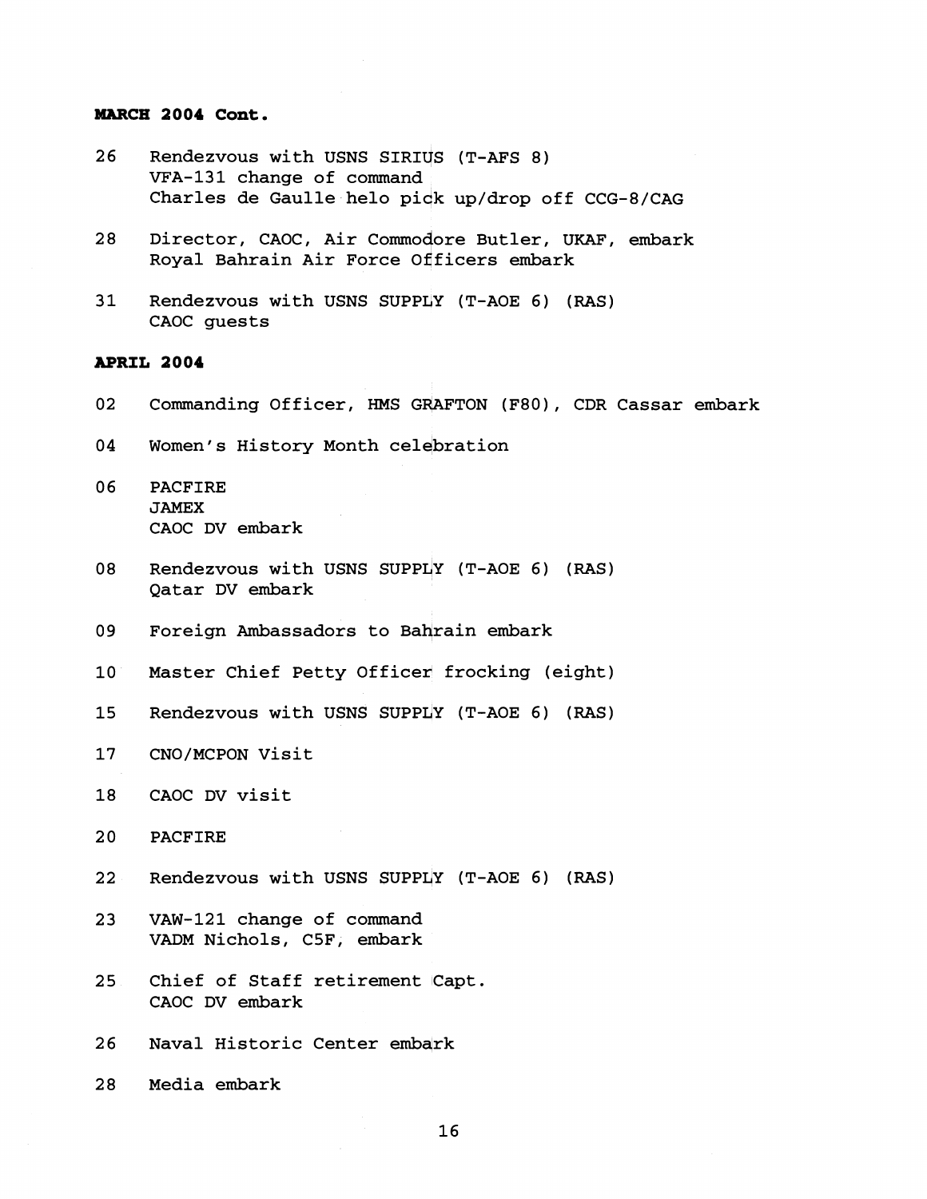**MARCH 2004 Cont.**

26 Rendezvous with USNS SIRIUS (T-AFS 8)
VFA-131 change of command
Charles de Gaulle helo pick up/drop off CCG-8/CAG

28 Director, CAOC, Air Commodore Butler, UKAF, embark
Royal Bahrain Air Force Officers embark

31 Rendezvous with USNS SUPPLY (T-AOE 6) (RAS)
CAOC guests

**APRIL 2004**

02 Commanding Officer, HMS GRAFTON (F80), CDR Cassar embark

04 Women's History Month celebration

06 PACFIRE
JAMEX
CAOC DV embark

08 Rendezvous with USNS SUPPLY (T-AOE 6) (RAS)
Qatar DV embark

09 Foreign Ambassadors to Bahrain embark

10 Master Chief Petty Officer frocking (eight)

15 Rendezvous with USNS SUPPLY (T-AOE 6) (RAS)

17 CNO/MCPON Visit

18 CAOC DV visit

20 PACFIRE

22 Rendezvous with USNS SUPPLY (T-AOE 6) (RAS)

23 VAW-121 change of command
VADM Nichols, C5F, embark

25 Chief of Staff retirement Capt.
CAOC DV embark

26 Naval Historic Center embark

28 Media embark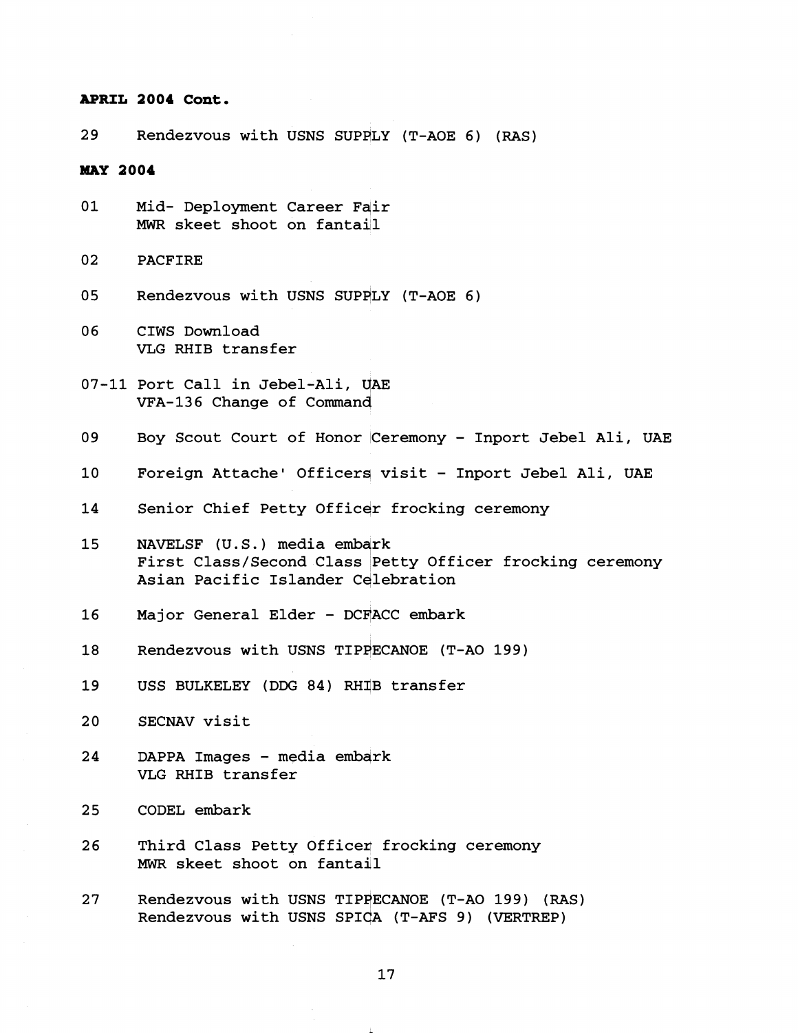**APRIL 2004 Cont.**

29 Rendezvous with USNS SUPPLY (T-AOE 6) (RAS)

**MAY 2004**

01 Mid- Deployment Career Fair
MWR skeet shoot on fantail

02 PACFIRE

05 Rendezvous with USNS SUPPLY (T-AOE 6)

06 CIWS Download
VLG RHIB transfer

07-11 Port Call in Jebel-Ali, UAE
VFA-136 Change of Command

09 Boy Scout Court of Honor Ceremony - Inport Jebel Ali, UAE

10 Foreign Attache' Officers visit - Inport Jebel Ali, UAE

14 Senior Chief Petty Officer frocking ceremony

15 NAVELSF (U.S.) media embark
First Class/Second Class Petty Officer frocking ceremony
Asian Pacific Islander Celebration

16 Major General Elder - DCFACC embark

18 Rendezvous with USNS TIPPECANOE (T-AO 199)

19 USS BULKELEY (DDG 84) RHIB transfer

20 SECNAV visit

24 DAPPA Images - media embark
VLG RHIB transfer

25 CODEL embark

26 Third Class Petty Officer frocking ceremony
MWR skeet shoot on fantail

27 Rendezvous with USNS TIPPECANOE (T-AO 199) (RAS)
Rendezvous with USNS SPICA (T-AFS 9) (VERTREP)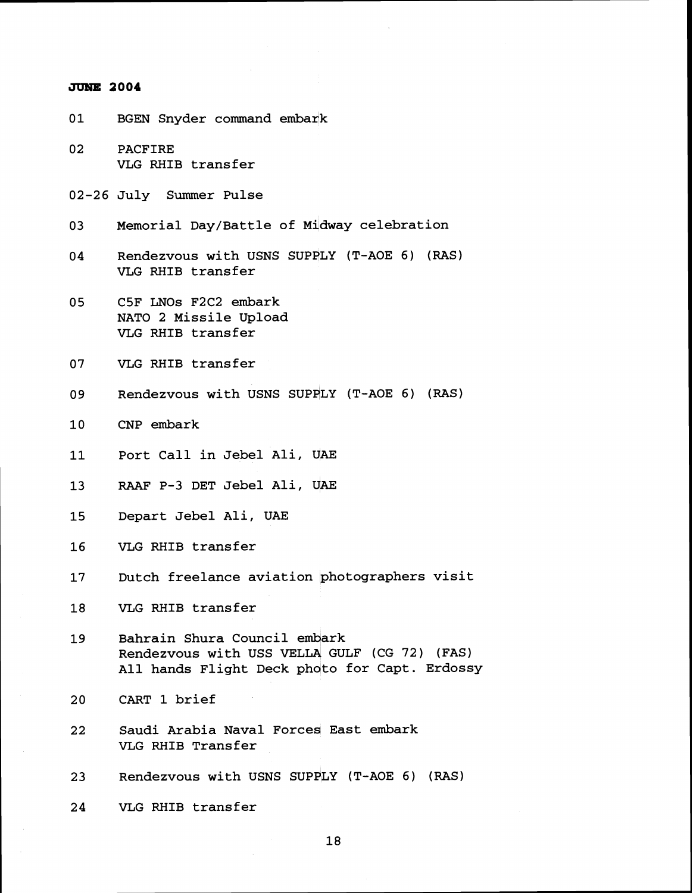**JUNE 2004**

01 BGEN Snyder command embark

02 PACFIRE
VLG RHIB transfer

02-26 July Summer Pulse

03 Memorial Day/Battle of Midway celebration

04 Rendezvous with USNS SUPPLY (T-AOE 6) (RAS)
VLG RHIB transfer

05 C5F LNOs F2C2 embark
NATO 2 Missile Upload
VLG RHIB transfer

07 VLG RHIB transfer

09 Rendezvous with USNS SUPPLY (T-AOE 6) (RAS)

10 CNP embark

11 Port Call in Jebel Ali, UAE

13 RAAF P-3 DET Jebel Ali, UAE

15 Depart Jebel Ali, UAE

16 VLG RHIB transfer

17 Dutch freelance aviation photographers visit

18 VLG RHIB transfer

19 Bahrain Shura Council embark
Rendezvous with USS VELLA GULF (CG 72) (FAS)
All hands Flight Deck photo for Capt. Erdossy

20 CART 1 brief

22 Saudi Arabia Naval Forces East embark
VLG RHIB Transfer

23 Rendezvous with USNS SUPPLY (T-AOE 6) (RAS)

24 VLG RHIB transfer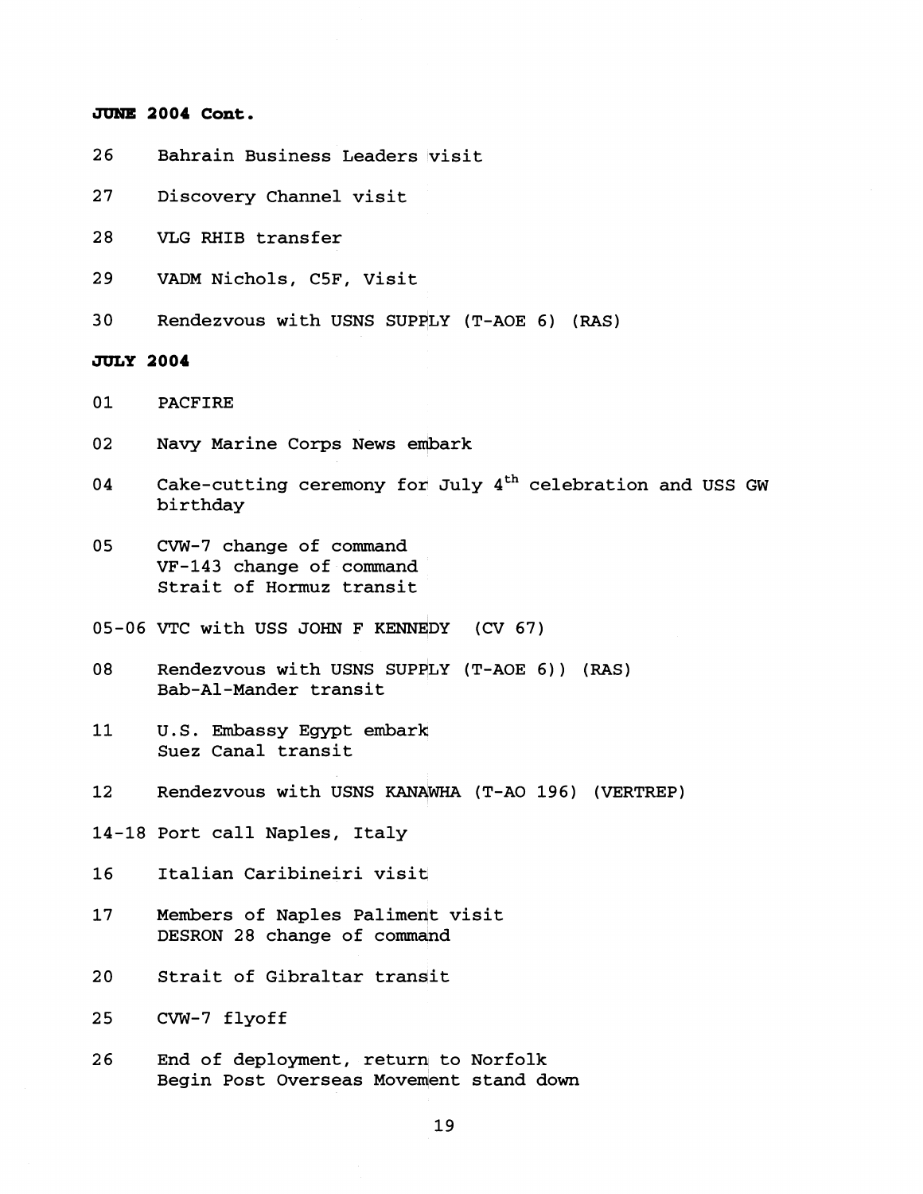**JUNE 2004 Cont.**

26 Bahrain Business Leaders visit

27 Discovery Channel visit

28 VLG RHIB transfer

29 VADM Nichols, C5F, Visit

30 Rendezvous with USNS SUPPLY (T-AOE 6) (RAS)

**JULY 2004**

01 PACFIRE

02 Navy Marine Corps News embark

04 Cake-cutting ceremony for July 4th celebration and USS GW birthday

05 CVW-7 change of command
VF-143 change of command
Strait of Hormuz transit

05-06 VTC with USS JOHN F KENNEDY (CV 67)

08 Rendezvous with USNS SUPPLY (T-AOE 6)) (RAS)
Bab-Al-Mander transit

11 U.S. Embassy Egypt embark
Suez Canal transit

12 Rendezvous with USNS KANAWHA (T-AO 196) (VERTREP)

14-18 Port call Naples, Italy

16 Italian Caribineiri visit

17 Members of Naples Paliment visit
DESRON 28 change of command

20 Strait of Gibraltar transit

25 CVW-7 flyoff

26 End of deployment, return to Norfolk
Begin Post Overseas Movement stand down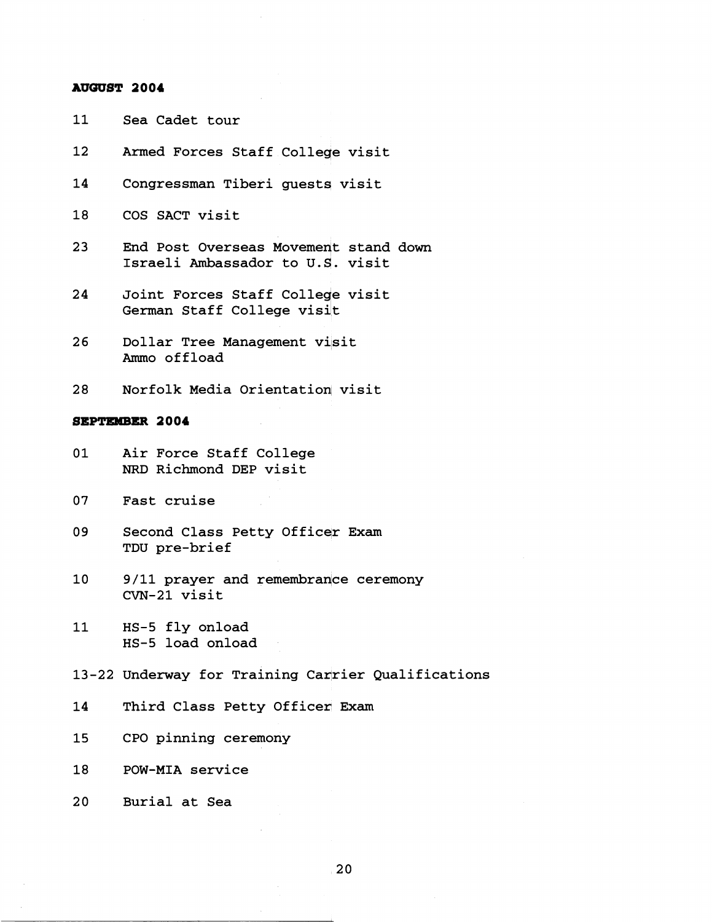**AUGUST 2004**

11 Sea Cadet tour

12 Armed Forces Staff College visit

14 Congressman Tiberi guests visit

18 COS SACT visit

23 End Post Overseas Movement stand down
Israeli Ambassador to U.S. visit

24 Joint Forces Staff College visit
German Staff College visit

26 Dollar Tree Management visit
Ammo offload

28 Norfolk Media Orientation visit

**SEPTEMBER 2004**

01 Air Force Staff College
NRD Richmond DEP visit

07 Fast cruise

09 Second Class Petty Officer Exam
TDU pre-brief

10 9/11 prayer and remembrance ceremony
CVN-21 visit

11 HS-5 fly onload
HS-5 load onload

13-22 Underway for Training Carrier Qualifications

14 Third Class Petty Officer Exam

15 CPO pinning ceremony

18 POW-MIA service

20 Burial at Sea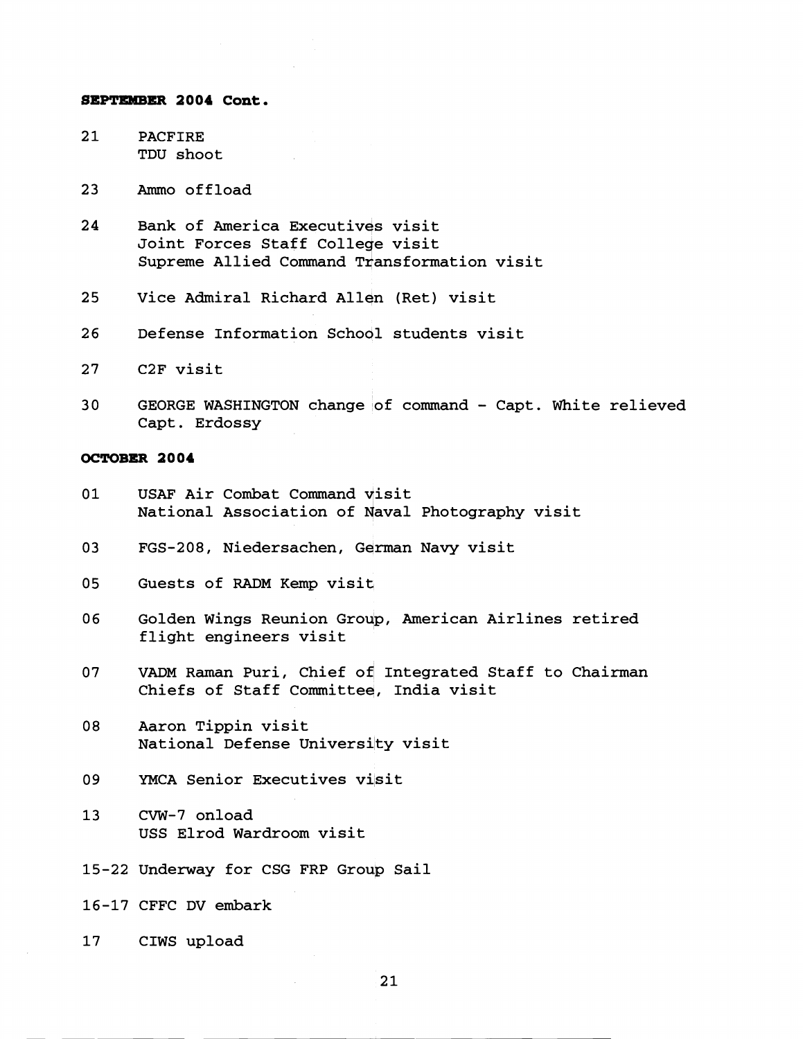**SEPTEMBER 2004 Cont.**

21 PACFIRE
TDU shoot

23 Ammo offload

24 Bank of America Executives visit
Joint Forces Staff College visit
Supreme Allied Command Transformation visit

25 Vice Admiral Richard Allen (Ret) visit

26 Defense Information School students visit

27 C2F visit

30 GEORGE WASHINGTON change of command - Capt. White relieved Capt. Erdossy

**OCTOBER 2004**

01 USAF Air Combat Command visit
National Association of Naval Photography visit

03 FGS-208, Niedersachen, German Navy visit

05 Guests of RADM Kemp visit

06 Golden Wings Reunion Group, American Airlines retired flight engineers visit

07 VADM Raman Puri, Chief of Integrated Staff to Chairman Chiefs of Staff Committee, India visit

08 Aaron Tippin visit
National Defense University visit

09 YMCA Senior Executives visit

13 CVW-7 onload
USS Elrod Wardroom visit

15-22 Underway for CSG FRP Group Sail

16-17 CFFC DV embark

17 CIWS upload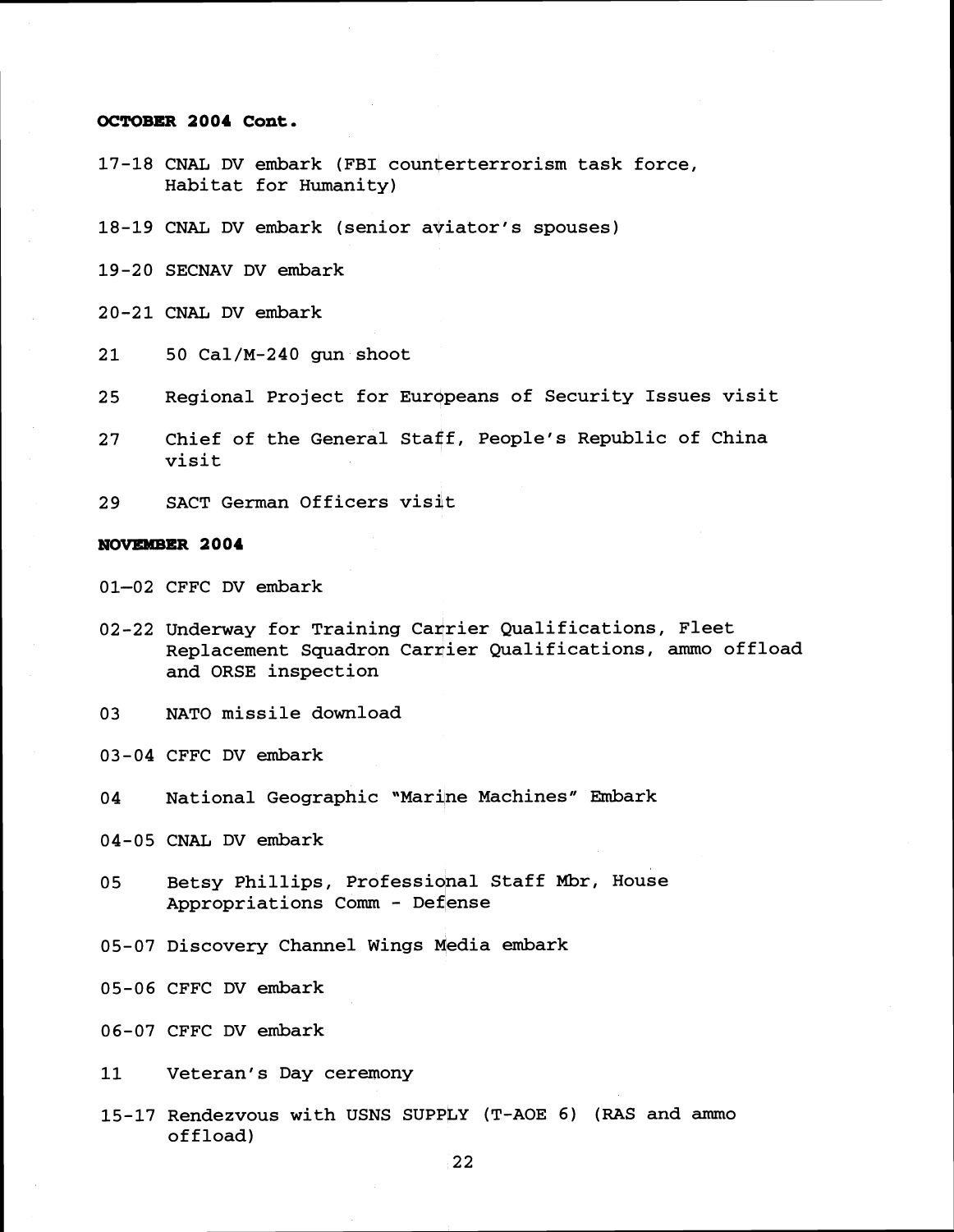**OCTOBER 2004 Cont.**

17-18 CNAL DV embark (FBI counterterrorism task force, Habitat for Humanity)

18-19 CNAL DV embark (senior aviator's spouses)

19-20 SECNAV DV embark

20-21 CNAL DV embark

21 50 Cal/M-240 gun shoot

25 Regional Project for Europeans of Security Issues visit

27 Chief of the General Staff, People's Republic of China visit

29 SACT German Officers visit

**NOVEMBER 2004**

01—02 CFFC DV embark

02-22 Underway for Training Carrier Qualifications, Fleet Replacement Squadron Carrier Qualifications, ammo offload and ORSE inspection

03 NATO missile download

03-04 CFFC DV embark

04 National Geographic "Marine Machines" Embark

04-05 CNAL DV embark

05 Betsy Phillips, Professional Staff Mbr, House Appropriations Comm - Defense

05-07 Discovery Channel Wings Media embark

05-06 CFFC DV embark

06-07 CFFC DV embark

11 Veteran's Day ceremony

15-17 Rendezvous with USNS SUPPLY (T-AOE 6) (RAS and ammo offload)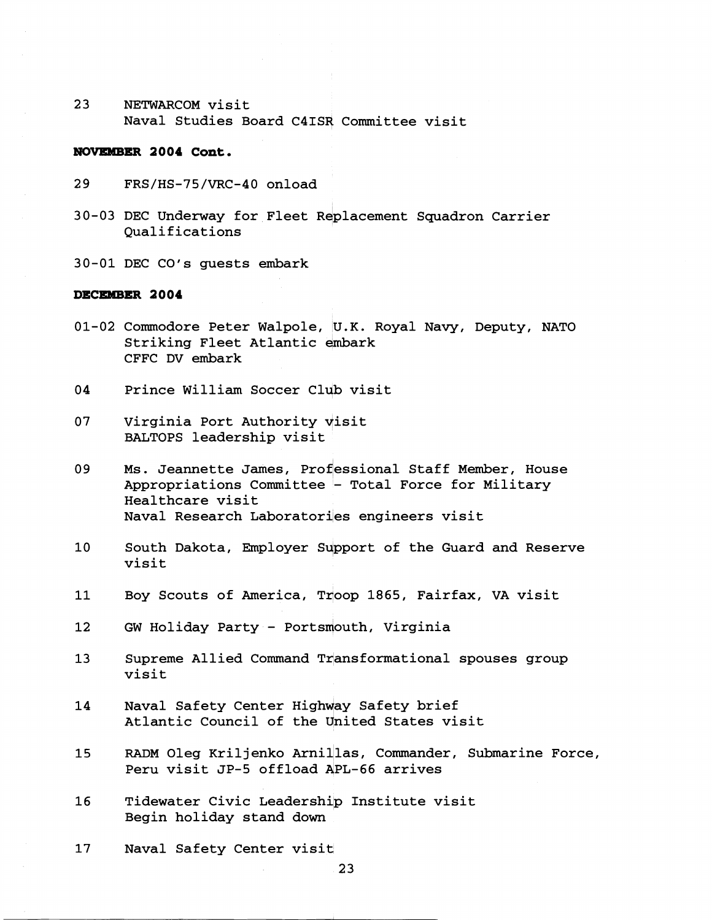23 NETWARCOM visit
Naval Studies Board C4ISR Committee visit

**NOVEMBER 2004 Cont.**

29 FRS/HS-75/VRC-40 onload

30-03 DEC Underway for Fleet Replacement Squadron Carrier Qualifications

30-01 DEC CO's guests embark

**DECEMBER 2004**

01-02 Commodore Peter Walpole, U.K. Royal Navy, Deputy, NATO Striking Fleet Atlantic embark
CFFC DV embark

04 Prince William Soccer Club visit

07 Virginia Port Authority visit
BALTOPS leadership visit

09 Ms. Jeannette James, Professional Staff Member, House Appropriations Committee - Total Force for Military Healthcare visit
Naval Research Laboratories engineers visit

10 South Dakota, Employer Support of the Guard and Reserve visit

11 Boy Scouts of America, Troop 1865, Fairfax, VA visit

12 GW Holiday Party - Portsmouth, Virginia

13 Supreme Allied Command Transformational spouses group visit

14 Naval Safety Center Highway Safety brief
Atlantic Council of the United States visit

15 RADM Oleg Kriljenko Arnillas, Commander, Submarine Force, Peru visit JP-5 offload APL-66 arrives

16 Tidewater Civic Leadership Institute visit
Begin holiday stand down

17 Naval Safety Center visit